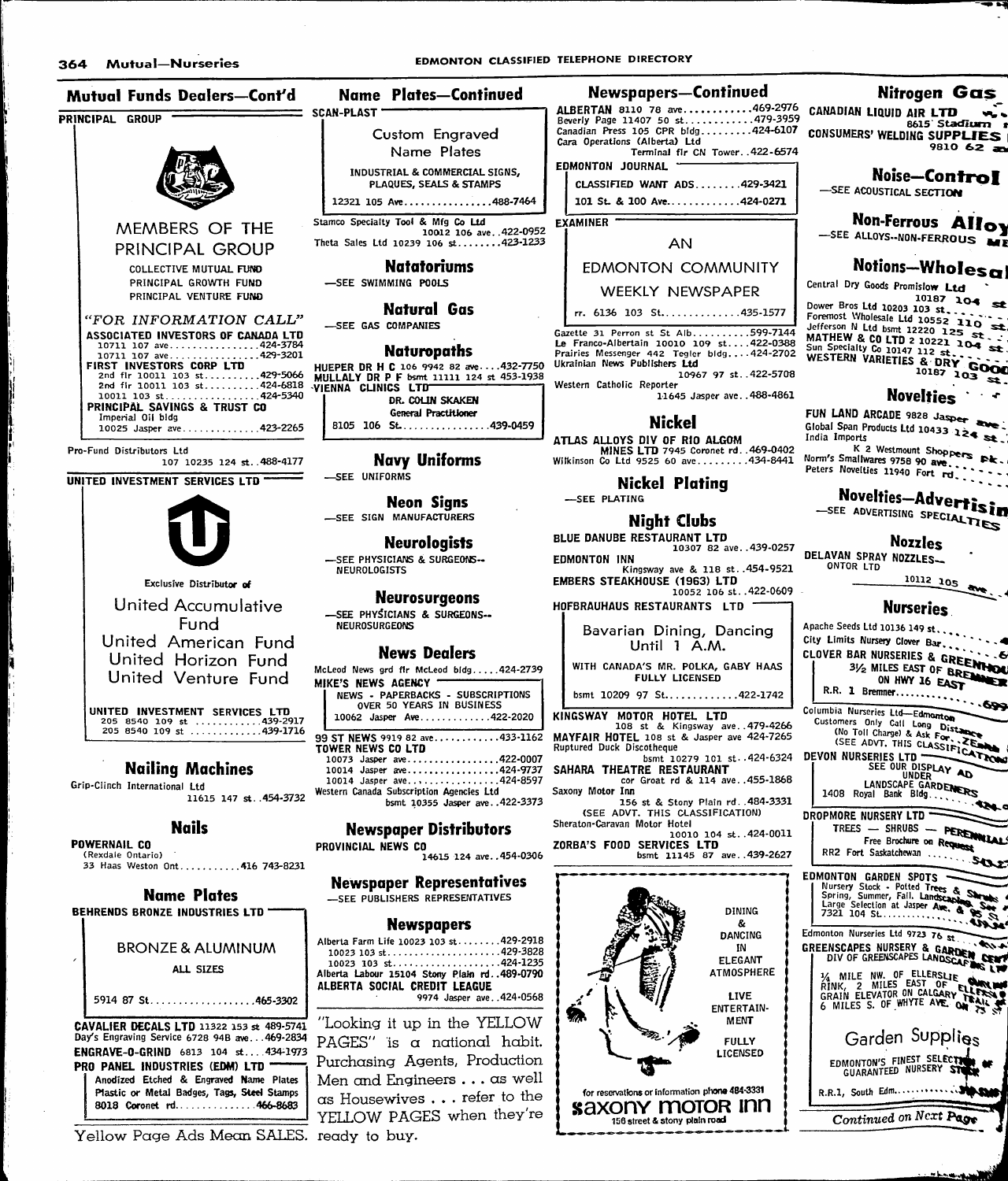## Mutual Funds Dealers—Cont'd

PRINCIPAL GROUP

MEMBERS OF THE PRINCIPAL GROUP

COLLECTIVE MUTUAL FUND
PRINCIPAL GROWTH FUND
PRINCIPAL VENTURE FUND

*"FOR INFORMATION CALL"*

**ASSOCIATED INVESTORS OF CANADA LTD**
10711 107 ave................424-3784
10711 107 ave................429-3201
**FIRST INVESTORS CORP LTD**
2nd flr 10011 103 st..........429-5066
2nd flr 10011 103 st..........424-6818
10011 103 st..................424-5340
**PRINCIPAL SAVINGS & TRUST CO**
Imperial Oil bldg
10025 Jasper ave..............423-2265

Pro-Fund Distributors Ltd
107 10235 124 st..488-4177

UNITED INVESTMENT SERVICES LTD

Exclusive Distributor of
United Accumulative Fund
United American Fund
United Horizon Fund
United Venture Fund

**UNITED INVESTMENT SERVICES LTD**
205 8540 109 st ............439-2917
205 8540 109 st ............439-1716

## Nailing Machines

Grip-Clinch International Ltd
11615 147 st..454-3732

## Nails

**POWERNAIL CO**
(Rexdale Ontario)
33 Haas Weston Ont...........416 743-8231

## Name Plates

BEHRENDS BRONZE INDUSTRIES LTD

BRONZE & ALUMINUM
ALL SIZES
5914 87 St....................465-3302

**CAVALIER DECALS LTD** 11322 153 st 489-5741
Day's Engraving Service 6728 94B ave...469-2834
**ENGRAVE-O-GRIND** 6813 104 st....434-1973
**PRO PANEL INDUSTRIES (EDM) LTD**
Anodized Etched & Engraved Name Plates
Plastic or Metal Badges, Tags, Steel Stamps
8018 Coronet rd...............466-8683

Yellow Page Ads Mean SALES.

## Name Plates—Continued

SCAN-PLAST

Custom Engraved Name Plates
INDUSTRIAL & COMMERCIAL SIGNS, PLAQUES, SEALS & STAMPS
12321 105 Ave.................488-7464

Stamco Specialty Tool & Mfg Co Ltd
10012 106 ave..422-0952
Theta Sales Ltd 10239 106 st........423-1233

## Natatoriums

—SEE SWIMMING POOLS

## Natural Gas

—SEE GAS COMPANIES

## Naturopaths

**HUEPER DR H C** 106 9942 82 ave....432-7750
**MULLALY DR P F** bsmt 11111 124 st 453-1938
VIENNA CLINICS LTD
DR. COLIN SKAKEN
General Practitioner
8105 106 St.................439-0459

## Navy Uniforms

—SEE UNIFORMS

## Neon Signs

—SEE SIGN MANUFACTURERS

## Neurologists

—SEE PHYSICIANS & SURGEONS--NEUROLOGISTS

## Neurosurgeons

—SEE PHYSICIANS & SURGEONS--NEUROSURGEONS

## News Dealers

McLeod News grd flr McLeod bldg.....424-2739
MIKE'S NEWS AGENCY
NEWS - PAPERBACKS - SUBSCRIPTIONS
OVER 50 YEARS IN BUSINESS
10062 Jasper Ave.............422-2020

**99 ST NEWS** 9919 82 ave............433-1162
**TOWER NEWS CO LTD**
10073 Jasper ave.................422-0007
10014 Jasper ave.................424-9737
10014 Jasper ave.................424-8597
Western Canada Subscription Agencies Ltd
bsmt 10355 Jasper ave..422-3373

## Newspaper Distributors

**PROVINCIAL NEWS CO**
14615 124 ave..454-0306

## Newspaper Representatives

—SEE PUBLISHERS REPRESENTATIVES

## Newspapers

Alberta Farm Life 10023 103 st........429-2918
10023 103 st.....................429-3828
10023 103 st.....................424-1235
Alberta Labour 15104 Stony Plain rd..489-0790
**ALBERTA SOCIAL CREDIT LEAGUE**
9974 Jasper ave..424-0568

"Looking it up in the YELLOW PAGES" is a national habit. Purchasing Agents, Production Men and Engineers . . . as well as Housewives . . . refer to the YELLOW PAGES when they're ready to buy.

## Newspapers—Continued

**ALBERTAN** 8110 78 ave............469-2976
Beverly Page 11407 50 st............479-3959
Canadian Press 105 CPR bldg.........424-6107
Cara Operations (Alberta) Ltd
Terminal flr CN Tower..422-6574
EDMONTON JOURNAL
CLASSIFIED WANT ADS........429-3421
101 St. & 100 Ave.............424-0271

EXAMINER
AN EDMONTON COMMUNITY WEEKLY NEWSPAPER
rr. 6136 103 St..............435-1577

Gazette 31 Perron st St Alb..........599-7144
Le Franco-Albertain 10010 109 st....422-0388
Prairies Messenger 442 Tegler bldg....424-2702
Ukrainian News Publishers Ltd
10967 97 st..422-5708
Western Catholic Reporter
11645 Jasper ave..488-4861

## Nickel

**ATLAS ALLOYS DIV OF RIO ALGOM MINES LTD** 7945 Coronet rd..469-0402
Wilkinson Co Ltd 9525 60 ave.........434-8441

## Nickel Plating

—SEE PLATING

## Night Clubs

**BLUE DANUBE RESTAURANT LTD**
10307 82 ave..439-0257
**EDMONTON INN**
Kingsway ave & 118 st..454-9521
**EMBERS STEAKHOUSE (1963) LTD**
10052 106 st..422-0609
HOFBRAUHAUS RESTAURANTS LTD
Bavarian Dining, Dancing Until 1 A.M.
WITH CANADA'S MR. POLKA, GABY HAAS
FULLY LICENSED
bsmt 10209 97 St.............422-1742

**KINGSWAY MOTOR HOTEL LTD**
108 st & Kingsway ave..479-4266
**MAYFAIR HOTEL** 108 st & Jasper ave 424-7265
Ruptured Duck Discotheque
bsmt 10279 101 st..424-6324
**SAHARA THEATRE RESTAURANT**
cor Groat rd & 114 ave..455-1868
Saxony Motor Inn
156 st & Stony Plain rd..484-3331
(SEE ADVT. THIS CLASSIFICATION)
Sheraton-Caravan Motor Hotel
10010 104 st..424-0011
**ZORBA'S FOOD SERVICES LTD**
bsmt 11145 87 ave..439-2627

DINING & DANCING IN ELEGANT ATMOSPHERE
LIVE ENTERTAINMENT
FULLY LICENSED
for reservations or information phone 484-3331
**saxony motor inn**
156 street & stony plain road

## Nitrogen Gas

**CANADIAN LIQUID AIR LTD**
8615 Stadium r
**CONSUMERS' WELDING SUPPLIES**
9810 62 a

## Noise—Control

—SEE ACOUSTICAL SECTION

## Non-Ferrous Alloy

—SEE ALLOYS--NON-FERROUS ME

## Notions—Wholesal

Central Dry Goods Promislow Ltd
10187 104 st
Dower Bros Ltd 10203 103 st.........
Foremost Wholesale Ltd 10552 110 st
Jefferson N Ltd bsmt 12220 125 st.
**MATHEW & CO LTD** 2 10221 104 st
Sun Specialty Co 10147 112 st.......
**WESTERN VARIETIES & DRY GOOD**
10187 103 st

## Novelties

**FUN LAND ARCADE** 9828 Jasper ave
Global Span Products Ltd 10433 124 st
India Imports
K 2 Westmount Shoppers Pk
Norm's Smallwares 9758 90 ave.......
Peters Novelties 11940 Fort rd.......

## Novelties—Advertisin

—SEE ADVERTISING SPECIALTIES

## Nozzles

**DELAVAN SPRAY NOZZLES--ONTOR LTD**
10112 105 ave

## Nurseries

Apache Seeds Ltd 10136 149 st.........
City Limits Nursery Clover Bar.........
**CLOVER BAR NURSERIES & GREENHOU**
3½ MILES EAST OF BREMNER
ON HWY 16 EAST
R.R. 1 Bremner.................699

Columbia Nurseries Ltd—Edmonton
Customers Only Call Long Distance
(No Toll Charge) & Ask For...ZEnith
(SEE ADVT. THIS CLASSIFICATION)
DEVON NURSERIES LTD
SEE OUR DISPLAY AD UNDER LANDSCAPE GARDENERS
1408 Royal Bank Bldg.........424-
DROPMORE NURSERY LTD
TREES — SHRUBS — PERENNIALS
Free Brochure on Request
RR2 Fort Saskatchewan .........504-
EDMONTON GARDEN SPOTS
Nursery Stock - Potted Trees & Shrubs
Spring, Summer, Fall. Landscaping
Large Selection at Jasper Ave. & 95 St.
7321 104 St....................434-

Edmonton Nurseries Ltd 9723 76 st.......
GREENSCAPES NURSERY & GARDEN CENT
DIV OF GREENSCAPES LANDSCAPING LTD
¼ MILE NW. OF ELLERSLIE CURLING RINK, 2 MILES EAST OF ELLERSLIE GRAIN ELEVATOR ON CALGARY TRAIL & 6 MILES S. OF WHYTE AVE. ON 75 ST.

Garden Supplies
EDMONTON'S FINEST SELECTION OF GUARANTEED NURSERY STOCK
R.R.1, South Edm...............

*Continued on Next Page*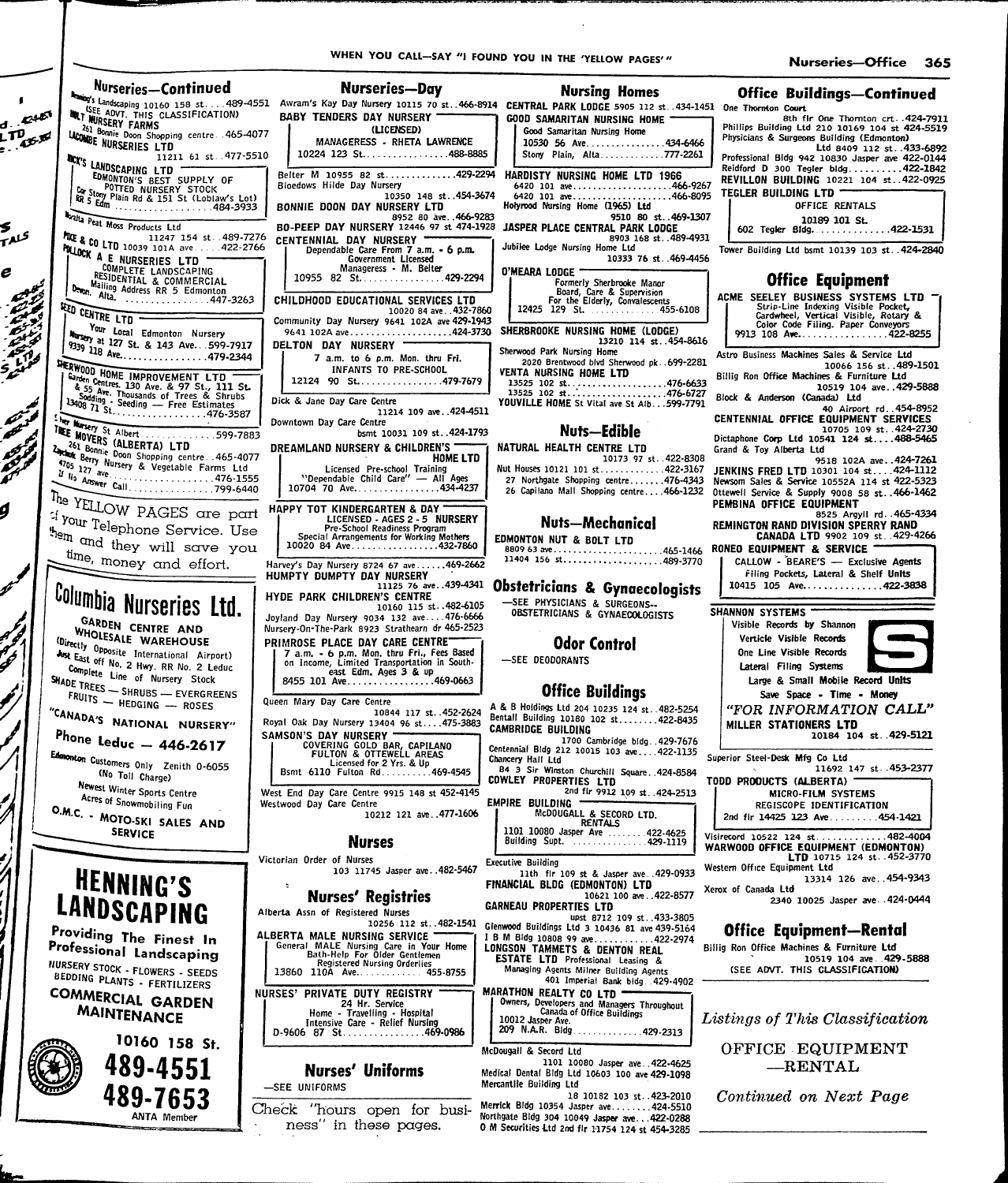## Nurseries—Continued

Henning's Landscaping 10160 158 st...489-4551
(SEE ADVT. THIS CLASSIFICATION)

HOLT NURSERY FARMS
261 Bonnie Doon Shopping centre..465-4077

LACOMBE NURSERIES LTD
11211 61 st..477-5510

NICK'S LANDSCAPING LTD
EDMONTON'S BEST SUPPLY OF POTTED NURSERY STOCK
Cor Stony Plain Rd & 151 St (Loblaw's Lot)
RR 5 Edm.........................484-3933

Peralta Peat Moss Products Ltd
11247 154 st..489-7276

PIKE & CO LTD 10039 101A ave.....422-2766

POLLOCK A E NURSERIES LTD
COMPLETE LANDSCAPING
RESIDENTIAL & COMMERCIAL
Mailing Address RR 5 Edmonton
Devon, Alta. ...............447-3263

SEED CENTRE LTD
Your Local Edmonton Nursery
Nursery at 127 St. & 143 Ave...599-7917
9339 118 Ave...............479-2344

SHERWOOD HOME IMPROVEMENT LTD
Garden Centres. 130 Ave. & 97 St., 111 St. & 55 Ave. Thousands of Trees & Shrubs
Sodding - Seeding — Free Estimates
13408 71 St...............476-3587

Sher Nursery St Albert ............599-7883

TREE MOVERS (ALBERTA) LTD
261 Bonnie Doon Shopping centre..465-4077

Zaychuk Berry Nursery & Vegetable Farms Ltd
4705 127 ave.......................476-1555
If No Answer Call..............799-6440

The YELLOW PAGES are part of your Telephone Service. Use them and they will save you time, money and effort.

**Columbia Nurseries Ltd.**
GARDEN CENTRE AND WHOLESALE WAREHOUSE
(Directly Opposite International Airport)
Just East off No. 2 Hwy. RR No. 2 Leduc
Complete Line of Nursery Stock
SHADE TREES — SHRUBS — EVERGREENS
FRUITS — HEDGING — ROSES
"CANADA'S NATIONAL NURSERY"
Phone Leduc — 446-2617
Edmonton Customers Only Zenith 0-6055 (No Toll Charge)
Newest Winter Sports Centre
Acres of Snowmobiling Fun
O.M.C. - MOTO-SKI SALES AND SERVICE

**HENNING'S LANDSCAPING**
Providing The Finest In Professional Landscaping
NURSERY STOCK - FLOWERS - SEEDS
BEDDING PLANTS - FERTILIZERS
COMMERCIAL GARDEN MAINTENANCE
10160 158 St.
489-4551
489-7653
ANTA Member

## Nurseries—Day

Awram's Kay Day Nursery 10115 70 st..466-8914

BABY TENDERS DAY NURSERY
(LICENSED)
MANAGERESS - RHETA LAWRENCE
10224 123 St...............488-8885

Belter M 10955 82 st.............429-2294

Bloedows Hilde Day Nursery
10350 148 st..454-3674

BONNIE DOON DAY NURSERY LTD
8952 80 ave..466-9283

BO-PEEP DAY NURSERY 12446 97 st 474-1928

CENTENNIAL DAY NURSERY
Dependable Care From 7 a.m. - 6 p.m.
Government Licensed
Manageress - M. Belter
10955 82 St...............429-2294

CHILDHOOD EDUCATIONAL SERVICES LTD
10020 84 ave..432-7860

Community Day Nursery 9641 102A ave 429-1943
9641 102A ave.....................424-3730

DELTON DAY NURSERY
7 a.m. to 6 p.m. Mon. thru Fri.
INFANTS TO PRE-SCHOOL
12124 90 St...............479-7679

Dick & Jane Day Care Centre
11214 109 ave..424-4511

Downtown Day Care Centre
bsmt 10031 109 st..424-1793

DREAMLAND NURSERY & CHILDREN'S HOME LTD
Licensed Pre-school Training
"Dependable Child Care" — All Ages
10704 70 Ave...............434-4237

HAPPY TOT KINDERGARTEN & DAY NURSERY
LICENSED - AGES 2 - 5
Pre-School Readiness Program
Special Arrangements for Working Mothers
10020 84 Ave...............432-7860

Harvey's Day Nursery 8724 67 ave......469-2662

HUMPTY DUMPTY DAY NURSERY
11125 76 ave..439-4341

HYDE PARK CHILDREN'S CENTRE
10160 115 st..482-6105

Joyland Day Nursery 9034 132 ave....476-6666

Nursery-On-The-Park 8923 Strathearn dr 465-2523

PRIMROSE PLACE DAY CARE CENTRE
7 a.m. - 6 p.m. Mon. thru Fri., Fees Based on Income, Limited Transportation in South-east Edm. Ages 3 & up
8455 101 Ave...............469-0663

Queen Mary Day Care Centre
10844 117 st..452-2624

Royal Oak Day Nursery 13404 96 st....475-3883

SAMSON'S DAY NURSERY
COVERING GOLD BAR, CAPILANO FULTON & OTTEWELL AREAS
Licensed for 2 Yrs. & Up
Bsmt 6110 Fulton Rd...........469-4545

West End Day Care Centre 9915 148 st 452-4145

Westwood Day Care Centre
10212 121 ave..477-1606

## Nurses

Victorian Order of Nurses
103 11745 Jasper ave..482-5467

## Nurses' Registries

Alberta Assn of Registered Nurses
10256 112 st..482-1541

ALBERTA MALE NURSING SERVICE
General MALE Nursing Care in Your Home
Bath-Help For Older Gentlemen
Registered Nursing Orderlies
13860 110A Ave............455-8755

NURSES' PRIVATE DUTY REGISTRY
24 Hr. Service
Home - Travelling - Hospital
Intensive Care - Relief Nursing
D-9606 87 St...............469-0986

## Nurses' Uniforms

—SEE UNIFORMS

Check "hours open for business" in these pages.

## Nursing Homes

CENTRAL PARK LODGE 5905 112 st..434-1451

GOOD SAMARITAN NURSING HOME
Good Samaritan Nursing Home
10530 56 Ave...............434-6466
Stony Plain, Alta.............777-2261

HARDISTY NURSING HOME LTD 1966
6420 101 ave...................466-9267
6420 101 ave...................466-8095

Holyrood Nursing Home (1965) Ltd
9510 80 st..469-1307

JASPER PLACE CENTRAL PARK LODGE
8903 168 st..489-4931

Jubilee Lodge Nursing Home Ltd
10333 76 st..469-4456

O'MEARA LODGE
Formerly Sherbrooke Manor
Board, Care & Supervision
For the Elderly, Convalescents
12425 129 St...............455-6108

SHERBROOKE NURSING HOME (LODGE)
13210 114 st..454-8616

Sherwood Park Nursing Home
2020 Brentwood blvd Sherwood pk..699-2281

VENTA NURSING HOME LTD
13525 102 st...................476-6633
13525 102 st...................476-6727

YOUVILLE HOME St Vital ave St Alb...599-7791

## Nuts—Edible

NATURAL HEALTH CENTRE LTD
10173 97 st..422-8308

Nut Houses 10121 101 st.............422-3167
27 Northgate Shopping centre.......476-4343
26 Capilano Mall Shopping centre....466-1232

## Nuts—Mechanical

EDMONTON NUT & BOLT LTD
8809 63 ave.......................465-1466
11404 156 st....................489-3770

## Obstetricians & Gynaecologists

—SEE PHYSICIANS & SURGEONS--OBSTETRICIANS & GYNAECOLOGISTS

## Odor Control

—SEE DEODORANTS

## Office Buildings

A & B Holdings Ltd 204 10235 124 st..482-5254

Bentall Building 10180 102 st........422-8435

CAMBRIDGE BUILDING
1700 Cambridge bldg..429-7676

Centennial Bldg 212 10015 103 ave....422-1135

Chancery Hall Ltd
B4 3 Sir Winston Churchill Square..424-8584

COWLEY PROPERTIES LTD
2nd flr 9912 109 st..424-2513

EMPIRE BUILDING
McDOUGALL & SECORD LTD.
RENTALS
1101 10080 Jasper Ave ........422-4625
Building Supt. ...............429-1119

Executive Building
11th flr 109 st & Jasper ave..429-0933

FINANCIAL BLDG (EDMONTON) LTD
10621 100 ave..422-8577

GARNEAU PROPERTIES LTD
upst 8712 109 st..433-3805

Glenwood Buildings Ltd 3 10436 81 ave 439-5164

I B M Bldg 10808 99 ave............422-2974

LONGSON TAMMETS & DENTON REAL ESTATE LTD Professional Leasing & Managing Agents Milner Building Agents
401 Imperial Bank bldg..429-4902

MARATHON REALTY CO LTD
Owners, Developers and Managers Throughout Canada of Office Buildings
10012 Jasper Ave.
209 N.A.R. Bldg.............429-2313

McDougall & Secord Ltd
1101 10080 Jasper ave..422-4625

Medical Dental Bldg Ltd 10603 100 ave 429-1098

Mercantile Building Ltd
18 10182 103 st..423-2010

Merrick Bldg 10354 Jasper ave.......424-5510

Northgate Bldg 304 10049 Jasper ave...422-0288

O M Securities Ltd 2nd flr 11754 124 st 454-3285

## Office Buildings—Continued

One Thornton Court
8th flr One Thornton crt..424-7911

Phillips Building Ltd 210 10169 104 st 424-5519

Physicians & Surgeons Building (Edmonton)
Ltd 8409 112 st..433-6892

Professional Bldg 942 10830 Jasper ave 422-0144

Reidford D 300 Tegler bldg..........422-1842

REVILLON BUILDING 10221 104 st..422-0925

TEGLER BUILDING LTD
OFFICE RENTALS
10189 101 St.
602 Tegler Bldg. ..............422-1531

Tower Building Ltd bsmt 10139 103 st..424-2840

## Office Equipment

ACME SEELEY BUSINESS SYSTEMS LTD
Strip-Line Indexing Visible Pocket, Cardwheel, Vertical Visible, Rotary & Color Code Filing. Paper Conveyors
9913 108 Ave.................422-8255

Astro Business Machines Sales & Service Ltd
10066 156 st..489-1501

Billig Ron Office Machines & Furniture Ltd
10519 104 ave..429-5888

Block & Anderson (Canada) Ltd
40 Airport rd..454-8952

CENTENNIAL OFFICE EQUIPMENT SERVICES
10705 109 st..424-2730

Dictaphone Corp Ltd 10541 124 st....488-5465

Grand & Toy Alberta Ltd
9518 102A ave..424-7261

JENKINS FRED LTD 10301 104 st....424-1112

Newsom Sales & Service 10552A 114 st 422-5323

Ottewell Service & Supply 9008 58 st..466-1462

PEMBINA OFFICE EQUIPMENT
8525 Argyll rd..465-4334

REMINGTON RAND DIVISION SPERRY RAND CANADA LTD 9902 109 st..429-4266

RONEO EQUIPMENT & SERVICE
CALLOW - BEARE'S — Exclusive Agents
Filing Pockets, Lateral & Shelf Units
10415 105 Ave...............422-3838

SHANNON SYSTEMS
Visible Records by Shannon
Verticle Visible Records
One Line Visible Records
Lateral Filing Systems
Large & Small Mobile Record Units
Save Space - Time - Money
*"FOR INFORMATION CALL"*
MILLER STATIONERS LTD
10184 104 st..429-5121

Superior Steel-Desk Mfg Co Ltd
11692 147 st..453-2377

TODD PRODUCTS (ALBERTA)
MICRO-FILM SYSTEMS
REGISCOPE IDENTIFICATION
2nd flr 14425 123 Ave.........454-1421

Visirecord 10522 124 st.............482-4004

WARWOOD OFFICE EQUIPMENT (EDMONTON) LTD 10715 124 st..452-3770

Western Office Equipment Ltd
13314 126 ave..454-9343

Xerox of Canada Ltd
2340 10025 Jasper ave..424-0444

## Office Equipment—Rental

Billig Ron Office Machines & Furniture Ltd
10519 104 ave..429-5888
(SEE ADVT. THIS CLASSIFICATION)

*Listings of This Classification*

OFFICE EQUIPMENT —RENTAL

*Continued on Next Page*